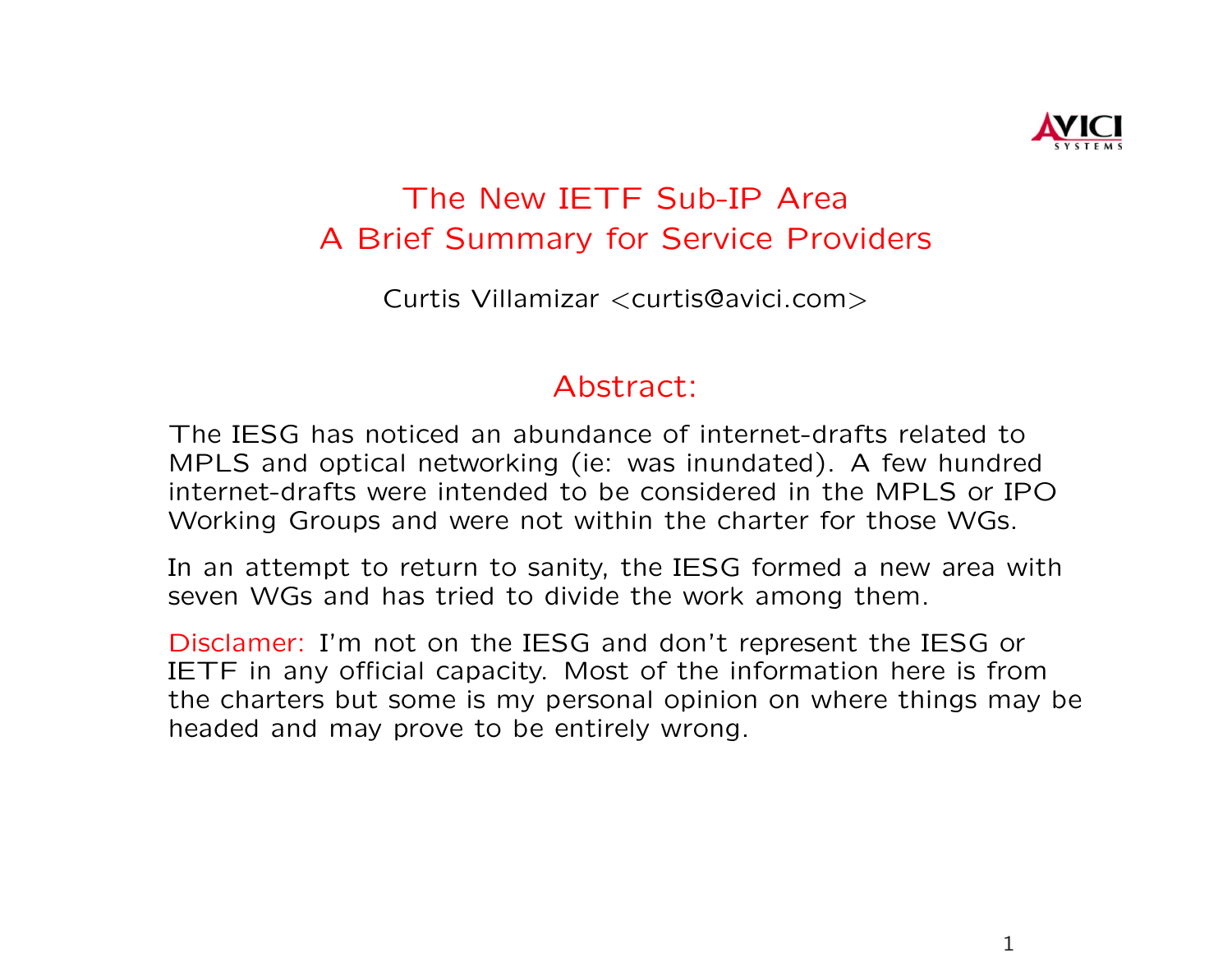# The New IETF Sub-IP Area
# A Brief Summary for Service Providers

Curtis Villamizar <curtis@avici.com>

## Abstract:

The IESG has noticed an abundance of internet-drafts related to MPLS and optical networking (ie: was inundated). A few hundred internet-drafts were intended to be considered in the MPLS or IPO Working Groups and were not within the charter for those WGs.

In an attempt to return to sanity, the IESG formed a new area with seven WGs and has tried to divide the work among them.

Disclamer: I'm not on the IESG and don't represent the IESG or IETF in any official capacity. Most of the information here is from the charters but some is my personal opinion on where things may be headed and may prove to be entirely wrong.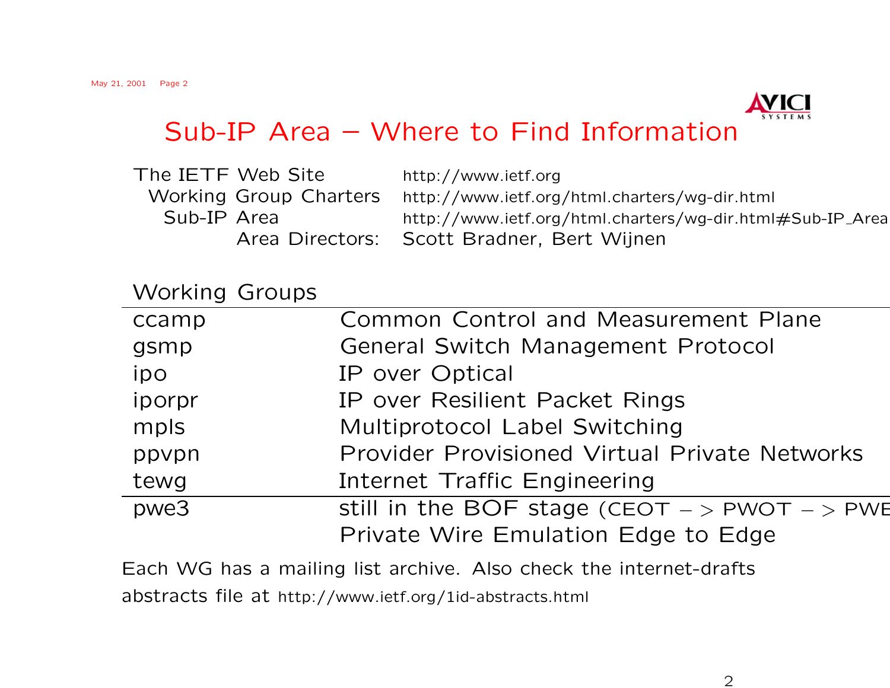## Sub-IP Area – Where to Find Information

| | |
|---|---|
| The IETF Web Site | http://www.ietf.org |
| Working Group Charters | http://www.ietf.org/html.charters/wg-dir.html |
| Sub-IP Area | http://www.ietf.org/html.charters/wg-dir.html#Sub-IP_Area |
| Area Directors: | Scott Bradner, Bert Wijnen |

Working Groups

| | |
|---|---|
| ccamp | Common Control and Measurement Plane |
| gsmp | General Switch Management Protocol |
| ipo | IP over Optical |
| iporpr | IP over Resilient Packet Rings |
| mpls | Multiprotocol Label Switching |
| ppvpn | Provider Provisioned Virtual Private Networks |
| tewg | Internet Traffic Engineering |
| pwe3 | still in the BOF stage (CEOT –> PWOT –> PWE<br>Private Wire Emulation Edge to Edge |

Each WG has a mailing list archive. Also check the internet-drafts abstracts file at http://www.ietf.org/1id-abstracts.html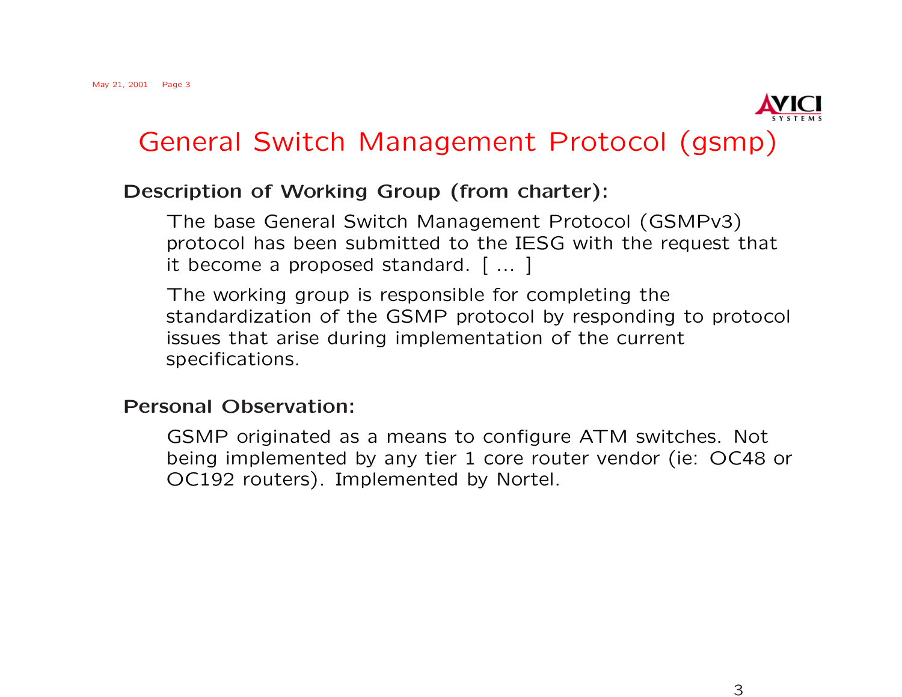# General Switch Management Protocol (gsmp)

**Description of Working Group (from charter):**

The base General Switch Management Protocol (GSMPv3) protocol has been submitted to the IESG with the request that it become a proposed standard. [ ... ]

The working group is responsible for completing the standardization of the GSMP protocol by responding to protocol issues that arise during implementation of the current specifications.

**Personal Observation:**

GSMP originated as a means to configure ATM switches. Not being implemented by any tier 1 core router vendor (ie: OC48 or OC192 routers). Implemented by Nortel.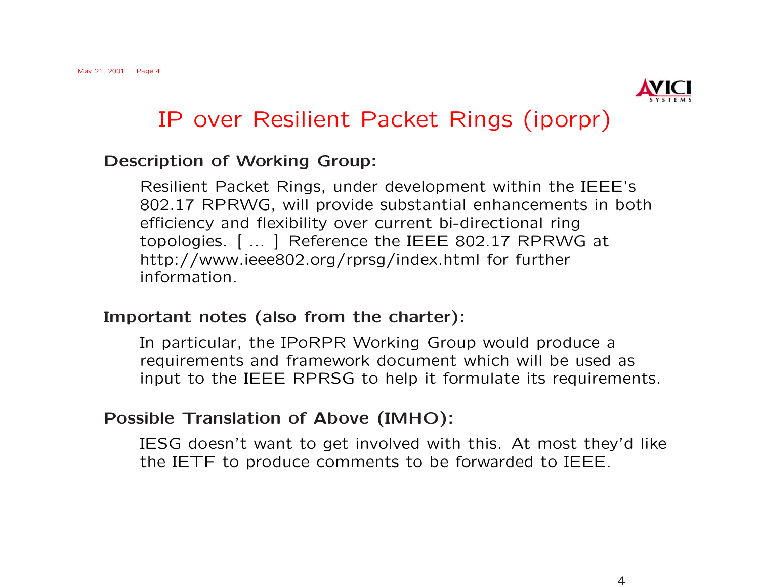# IP over Resilient Packet Rings (iporpr)

**Description of Working Group:**

Resilient Packet Rings, under development within the IEEE's 802.17 RPRWG, will provide substantial enhancements in both efficiency and flexibility over current bi-directional ring topologies. [ ... ] Reference the IEEE 802.17 RPRWG at http://www.ieee802.org/rprsg/index.html for further information.

**Important notes (also from the charter):**

In particular, the IPoRPR Working Group would produce a requirements and framework document which will be used as input to the IEEE RPRSG to help it formulate its requirements.

**Possible Translation of Above (IMHO):**

IESG doesn't want to get involved with this. At most they'd like the IETF to produce comments to be forwarded to IEEE.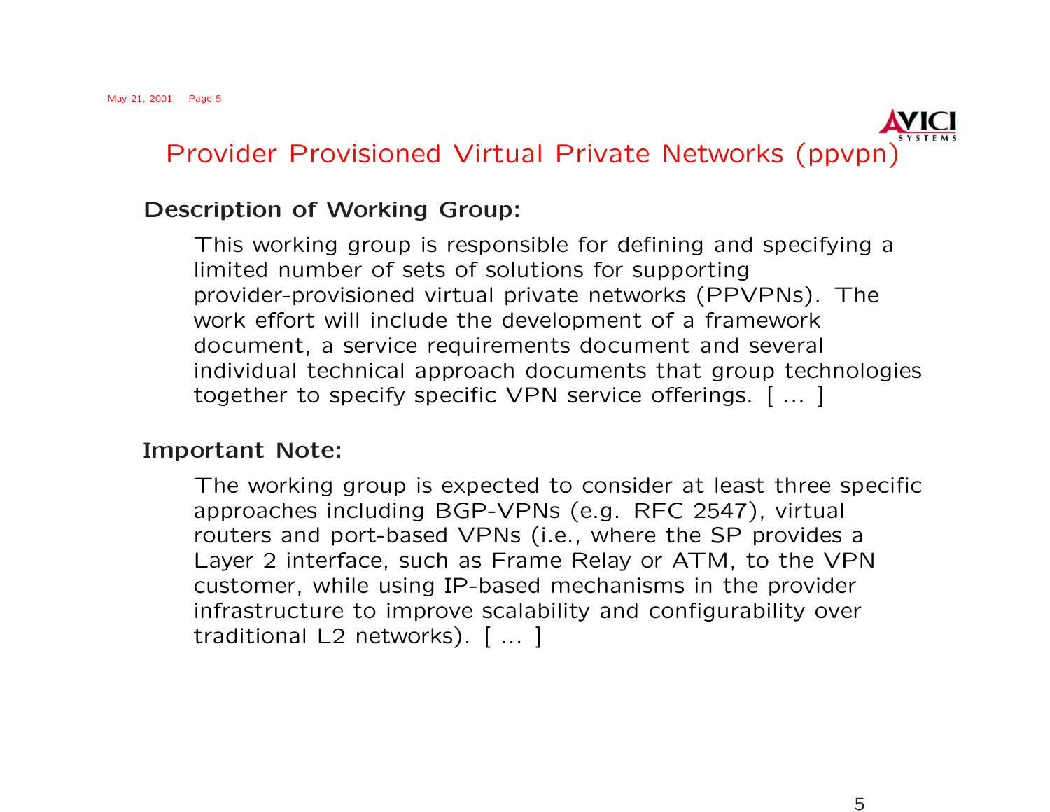# Provider Provisioned Virtual Private Networks (ppvpn)

**Description of Working Group:**

This working group is responsible for defining and specifying a limited number of sets of solutions for supporting provider-provisioned virtual private networks (PPVPNs). The work effort will include the development of a framework document, a service requirements document and several individual technical approach documents that group technologies together to specify specific VPN service offerings. [ ... ]

**Important Note:**

The working group is expected to consider at least three specific approaches including BGP-VPNs (e.g. RFC 2547), virtual routers and port-based VPNs (i.e., where the SP provides a Layer 2 interface, such as Frame Relay or ATM, to the VPN customer, while using IP-based mechanisms in the provider infrastructure to improve scalability and configurability over traditional L2 networks). [ ... ]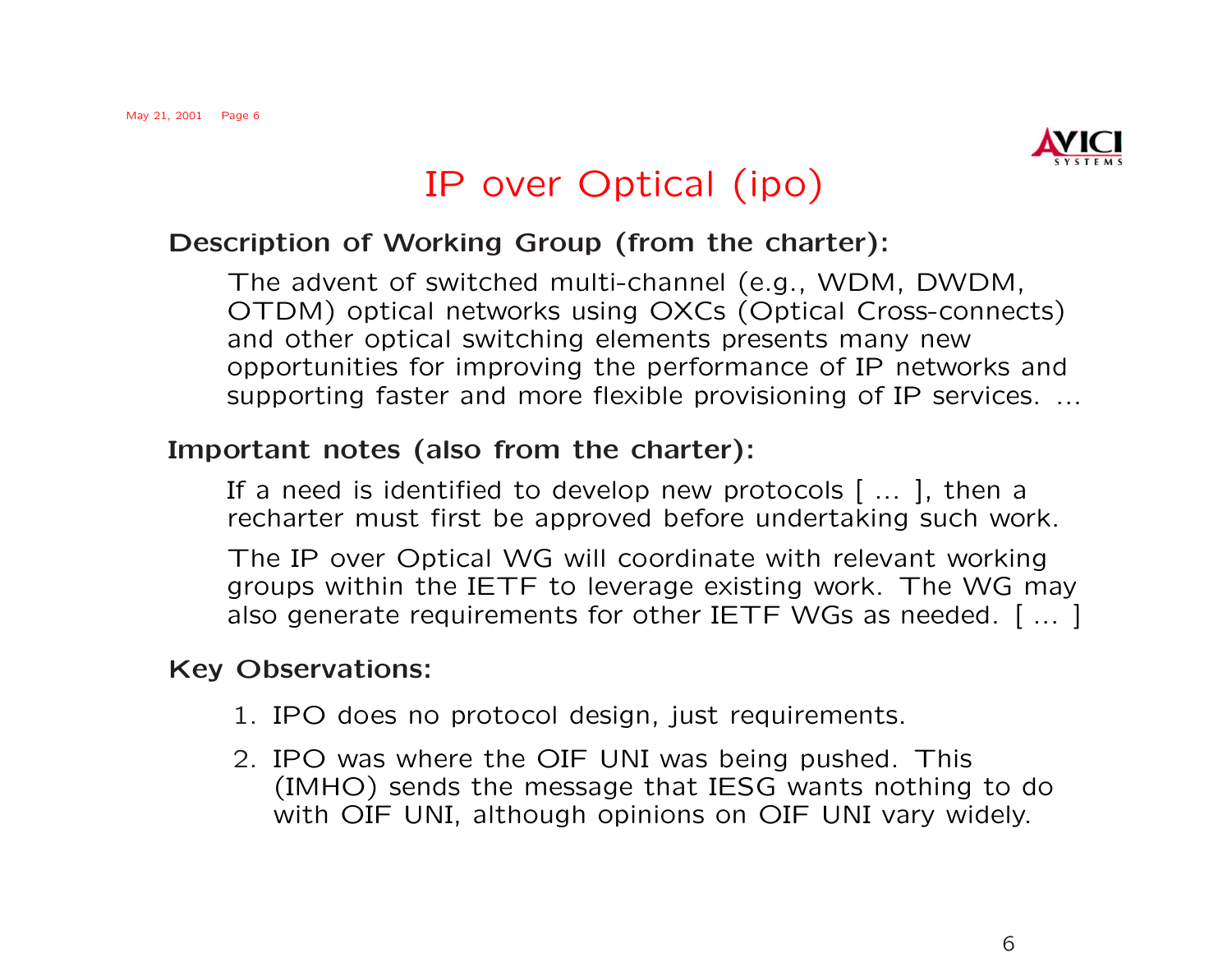# IP over Optical (ipo)

**Description of Working Group (from the charter):**

The advent of switched multi-channel (e.g., WDM, DWDM, OTDM) optical networks using OXCs (Optical Cross-connects) and other optical switching elements presents many new opportunities for improving the performance of IP networks and supporting faster and more flexible provisioning of IP services. ...

**Important notes (also from the charter):**

If a need is identified to develop new protocols [ ... ], then a recharter must first be approved before undertaking such work.

The IP over Optical WG will coordinate with relevant working groups within the IETF to leverage existing work. The WG may also generate requirements for other IETF WGs as needed. [ ... ]

**Key Observations:**

1. IPO does no protocol design, just requirements.
2. IPO was where the OIF UNI was being pushed. This (IMHO) sends the message that IESG wants nothing to do with OIF UNI, although opinions on OIF UNI vary widely.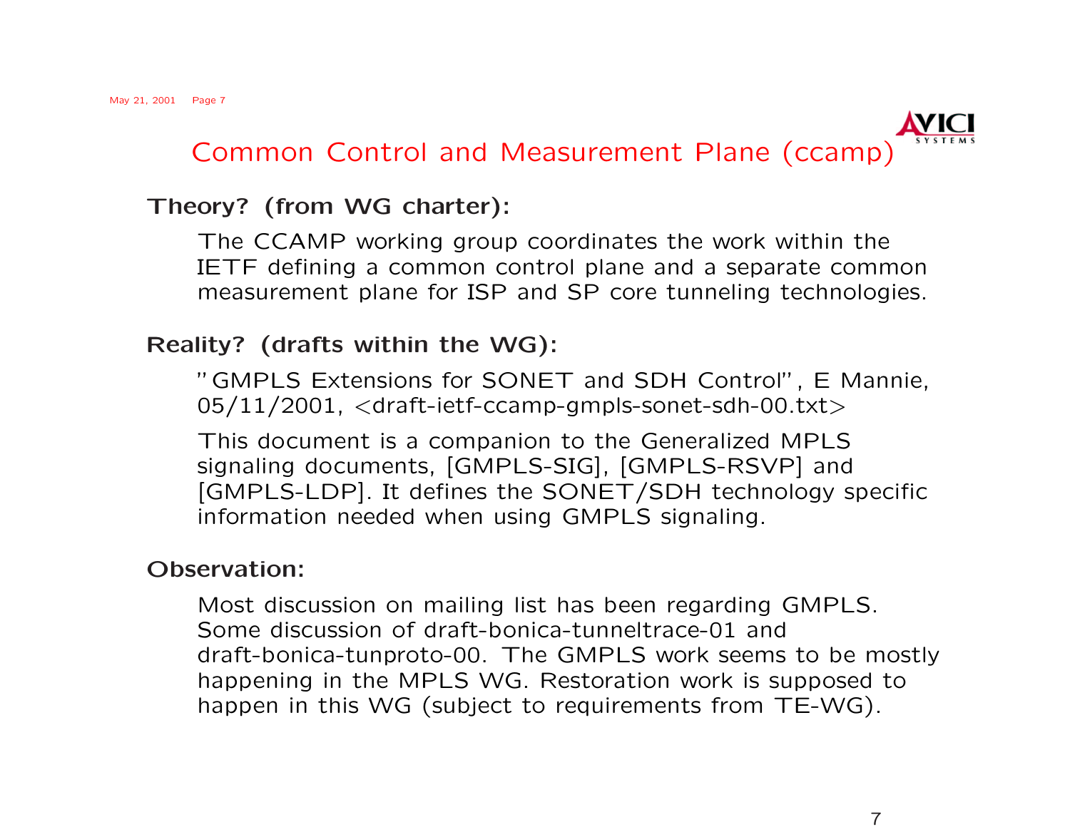# Common Control and Measurement Plane (ccamp)

**Theory? (from WG charter):**

The CCAMP working group coordinates the work within the IETF defining a common control plane and a separate common measurement plane for ISP and SP core tunneling technologies.

**Reality? (drafts within the WG):**

"GMPLS Extensions for SONET and SDH Control", E Mannie, 05/11/2001, <draft-ietf-ccamp-gmpls-sonet-sdh-00.txt>

This document is a companion to the Generalized MPLS signaling documents, [GMPLS-SIG], [GMPLS-RSVP] and [GMPLS-LDP]. It defines the SONET/SDH technology specific information needed when using GMPLS signaling.

**Observation:**

Most discussion on mailing list has been regarding GMPLS. Some discussion of draft-bonica-tunneltrace-01 and draft-bonica-tunproto-00. The GMPLS work seems to be mostly happening in the MPLS WG. Restoration work is supposed to happen in this WG (subject to requirements from TE-WG).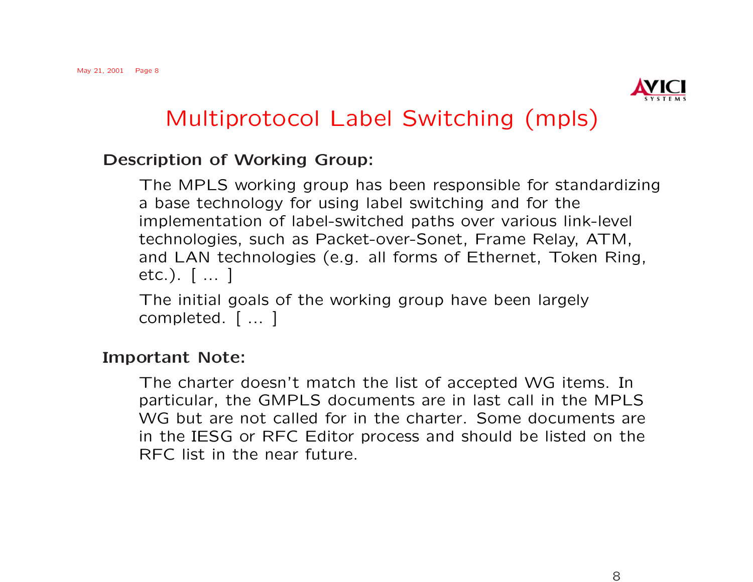# Multiprotocol Label Switching (mpls)

**Description of Working Group:**

The MPLS working group has been responsible for standardizing a base technology for using label switching and for the implementation of label-switched paths over various link-level technologies, such as Packet-over-Sonet, Frame Relay, ATM, and LAN technologies (e.g. all forms of Ethernet, Token Ring, etc.). [ ... ]

The initial goals of the working group have been largely completed. [ ... ]

**Important Note:**

The charter doesn't match the list of accepted WG items. In particular, the GMPLS documents are in last call in the MPLS WG but are not called for in the charter. Some documents are in the IESG or RFC Editor process and should be listed on the RFC list in the near future.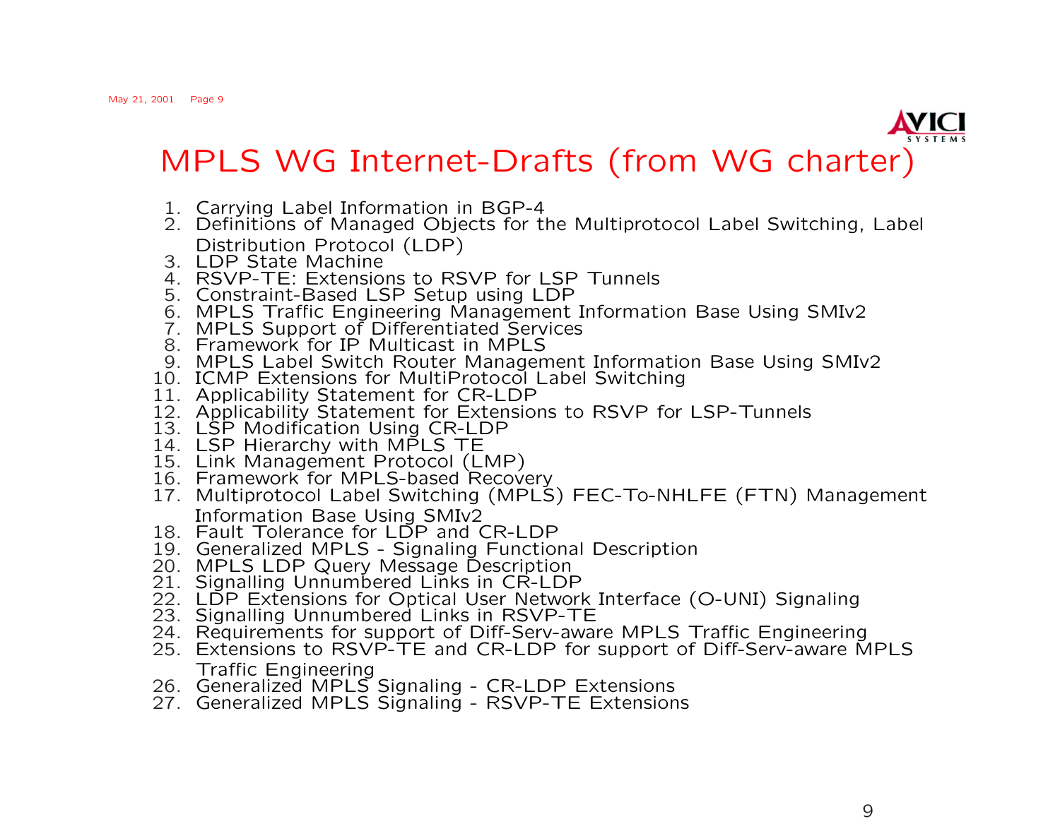# MPLS WG Internet-Drafts (from WG charter)

1. Carrying Label Information in BGP-4
2. Definitions of Managed Objects for the Multiprotocol Label Switching, Label Distribution Protocol (LDP)
3. LDP State Machine
4. RSVP-TE: Extensions to RSVP for LSP Tunnels
5. Constraint-Based LSP Setup using LDP
6. MPLS Traffic Engineering Management Information Base Using SMIv2
7. MPLS Support of Differentiated Services
8. Framework for IP Multicast in MPLS
9. MPLS Label Switch Router Management Information Base Using SMIv2
10. ICMP Extensions for MultiProtocol Label Switching
11. Applicability Statement for CR-LDP
12. Applicability Statement for Extensions to RSVP for LSP-Tunnels
13. LSP Modification Using CR-LDP
14. LSP Hierarchy with MPLS TE
15. Link Management Protocol (LMP)
16. Framework for MPLS-based Recovery
17. Multiprotocol Label Switching (MPLS) FEC-To-NHLFE (FTN) Management Information Base Using SMIv2
18. Fault Tolerance for LDP and CR-LDP
19. Generalized MPLS - Signaling Functional Description
20. MPLS LDP Query Message Description
21. Signalling Unnumbered Links in CR-LDP
22. LDP Extensions for Optical User Network Interface (O-UNI) Signaling
23. Signalling Unnumbered Links in RSVP-TE
24. Requirements for support of Diff-Serv-aware MPLS Traffic Engineering
25. Extensions to RSVP-TE and CR-LDP for support of Diff-Serv-aware MPLS Traffic Engineering
26. Generalized MPLS Signaling - CR-LDP Extensions
27. Generalized MPLS Signaling - RSVP-TE Extensions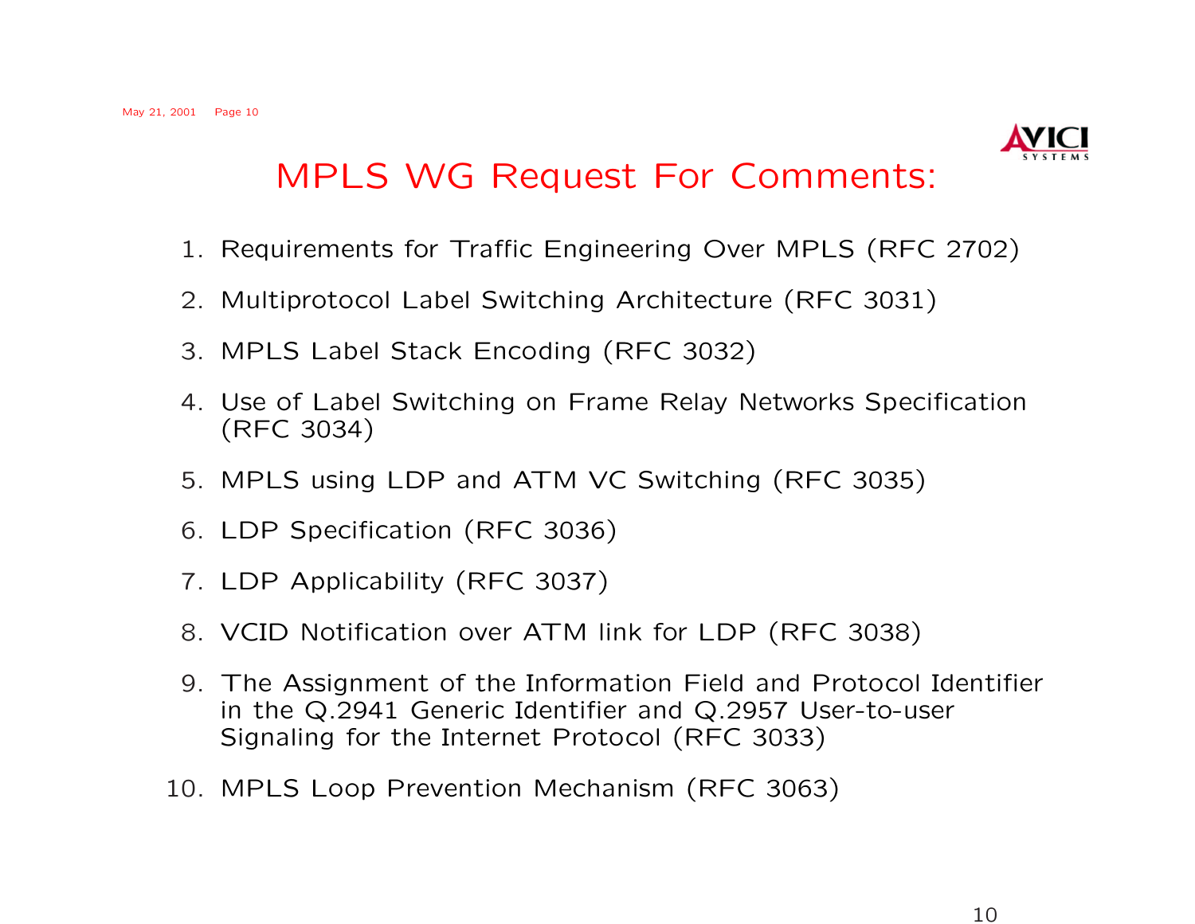# MPLS WG Request For Comments:

1. Requirements for Traffic Engineering Over MPLS (RFC 2702)
2. Multiprotocol Label Switching Architecture (RFC 3031)
3. MPLS Label Stack Encoding (RFC 3032)
4. Use of Label Switching on Frame Relay Networks Specification (RFC 3034)
5. MPLS using LDP and ATM VC Switching (RFC 3035)
6. LDP Specification (RFC 3036)
7. LDP Applicability (RFC 3037)
8. VCID Notification over ATM link for LDP (RFC 3038)
9. The Assignment of the Information Field and Protocol Identifier in the Q.2941 Generic Identifier and Q.2957 User-to-user Signaling for the Internet Protocol (RFC 3033)
10. MPLS Loop Prevention Mechanism (RFC 3063)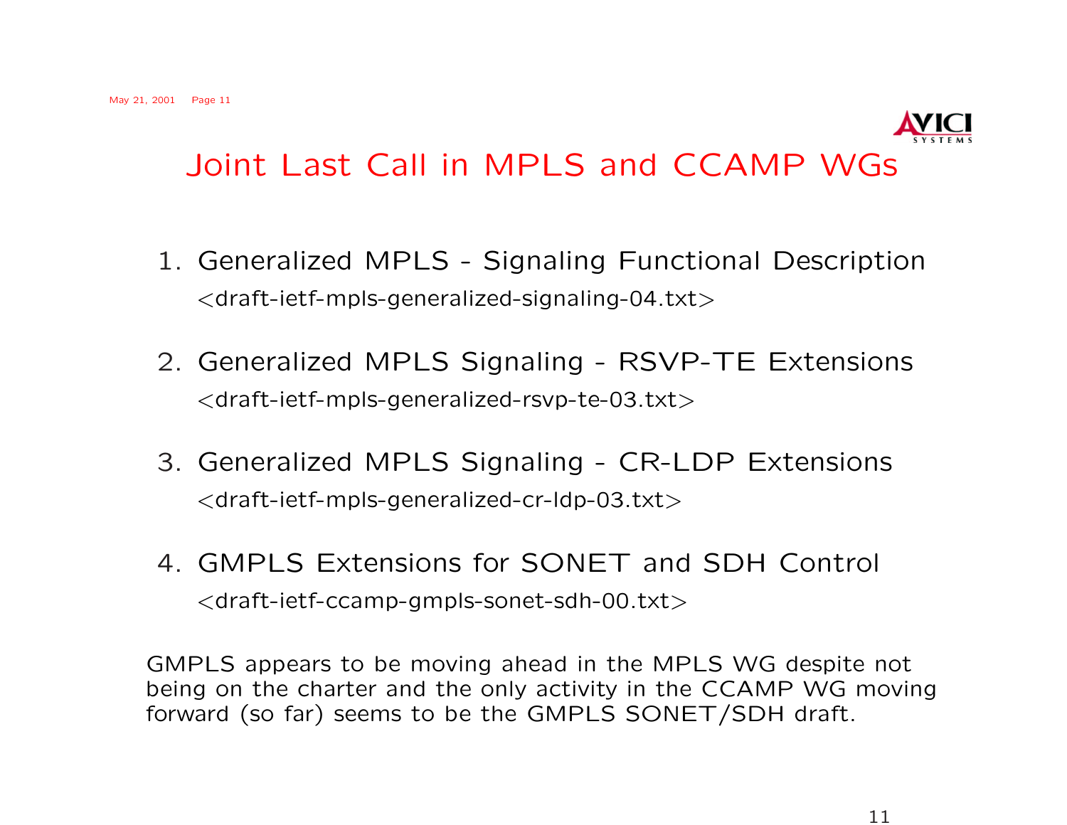# Joint Last Call in MPLS and CCAMP WGs

1. Generalized MPLS - Signaling Functional Description
   <draft-ietf-mpls-generalized-signaling-04.txt>

2. Generalized MPLS Signaling - RSVP-TE Extensions
   <draft-ietf-mpls-generalized-rsvp-te-03.txt>

3. Generalized MPLS Signaling - CR-LDP Extensions
   <draft-ietf-mpls-generalized-cr-ldp-03.txt>

4. GMPLS Extensions for SONET and SDH Control
   <draft-ietf-ccamp-gmpls-sonet-sdh-00.txt>

GMPLS appears to be moving ahead in the MPLS WG despite not being on the charter and the only activity in the CCAMP WG moving forward (so far) seems to be the GMPLS SONET/SDH draft.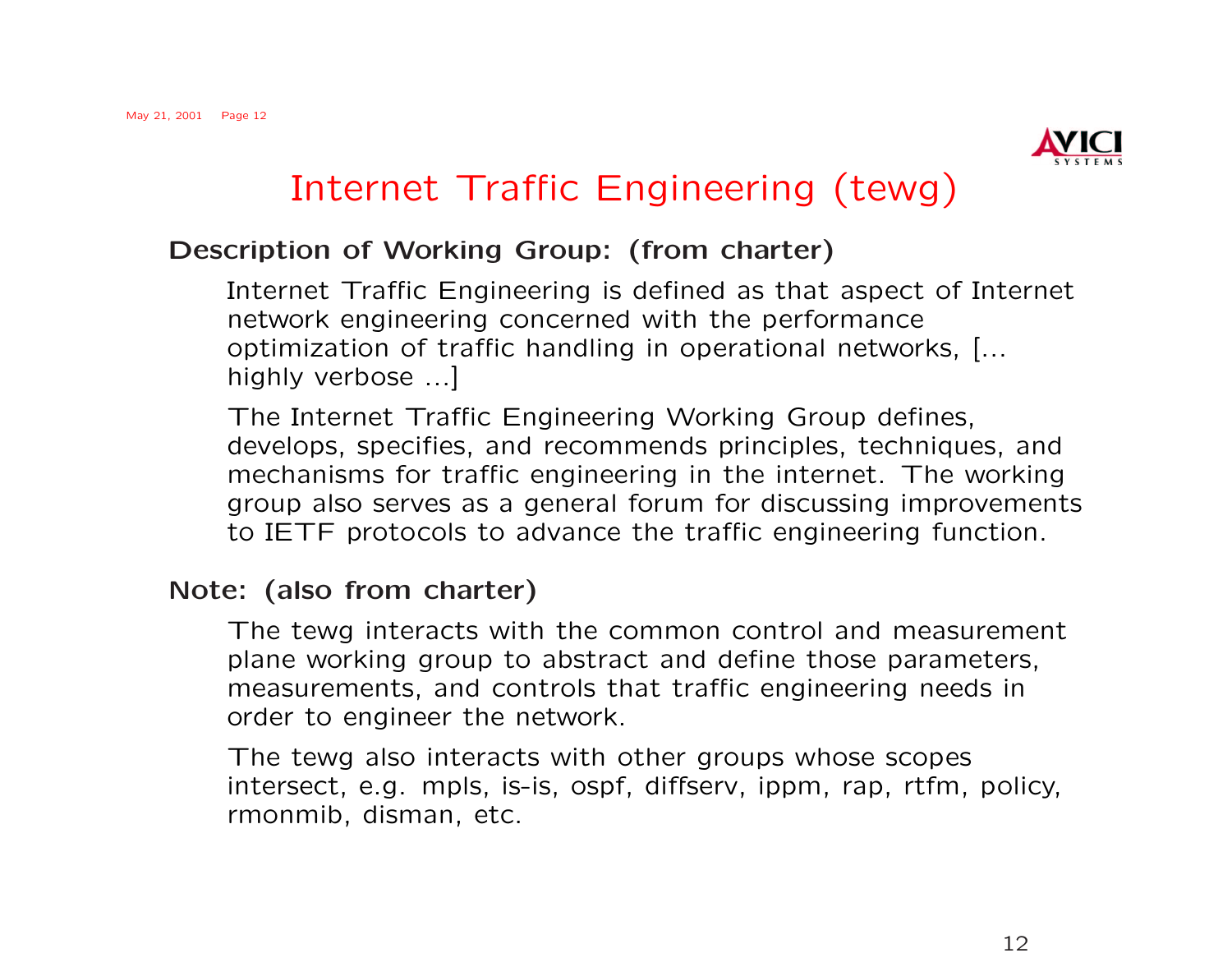# Internet Traffic Engineering (tewg)

**Description of Working Group: (from charter)**

Internet Traffic Engineering is defined as that aspect of Internet network engineering concerned with the performance optimization of traffic handling in operational networks, [... highly verbose ...]

The Internet Traffic Engineering Working Group defines, develops, specifies, and recommends principles, techniques, and mechanisms for traffic engineering in the internet. The working group also serves as a general forum for discussing improvements to IETF protocols to advance the traffic engineering function.

**Note: (also from charter)**

The tewg interacts with the common control and measurement plane working group to abstract and define those parameters, measurements, and controls that traffic engineering needs in order to engineer the network.

The tewg also interacts with other groups whose scopes intersect, e.g. mpls, is-is, ospf, diffserv, ippm, rap, rtfm, policy, rmonmib, disman, etc.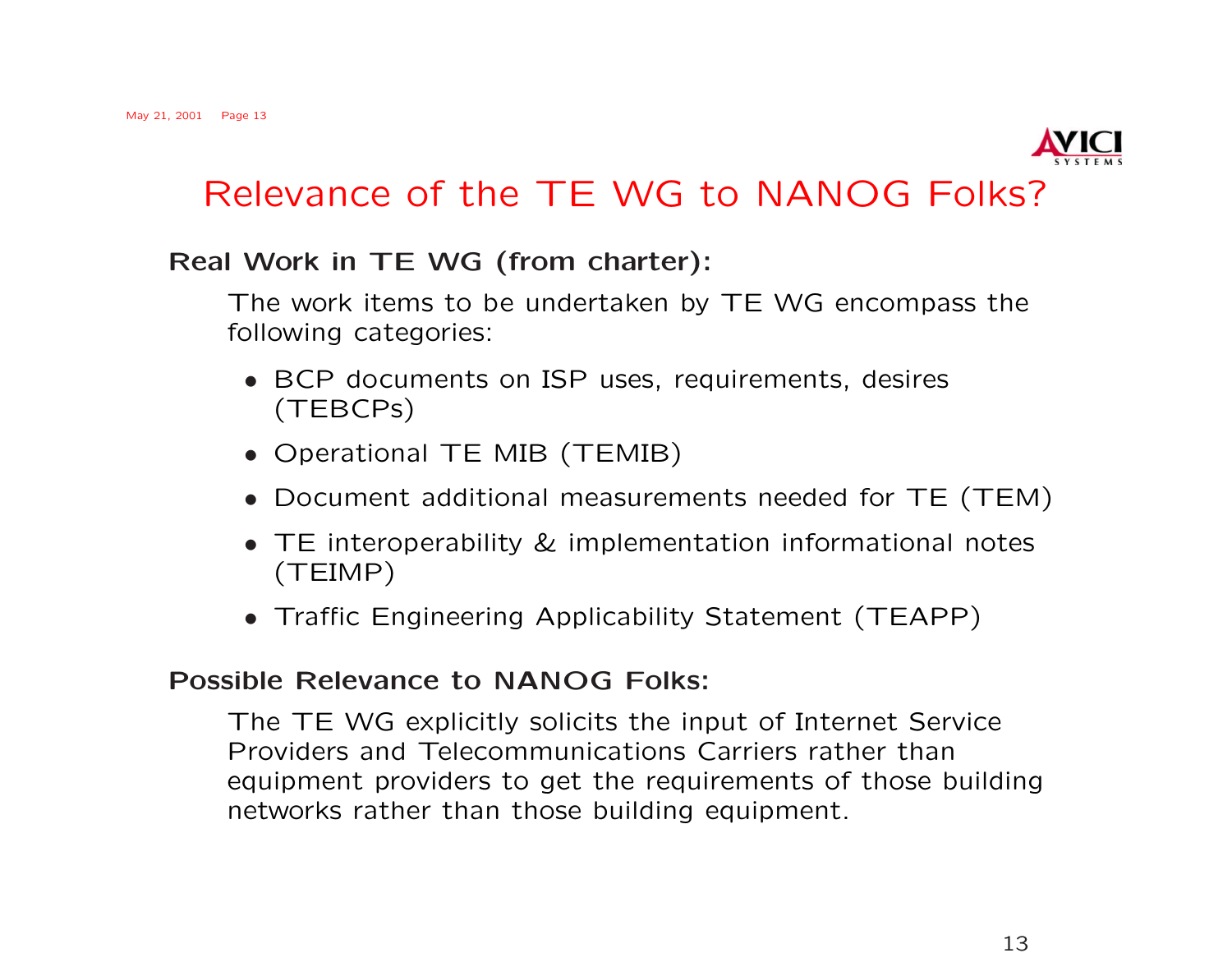# Relevance of the TE WG to NANOG Folks?

**Real Work in TE WG (from charter):**

The work items to be undertaken by TE WG encompass the following categories:

- BCP documents on ISP uses, requirements, desires (TEBCPs)
- Operational TE MIB (TEMIB)
- Document additional measurements needed for TE (TEM)
- TE interoperability & implementation informational notes (TEIMP)
- Traffic Engineering Applicability Statement (TEAPP)

**Possible Relevance to NANOG Folks:**

The TE WG explicitly solicits the input of Internet Service Providers and Telecommunications Carriers rather than equipment providers to get the requirements of those building networks rather than those building equipment.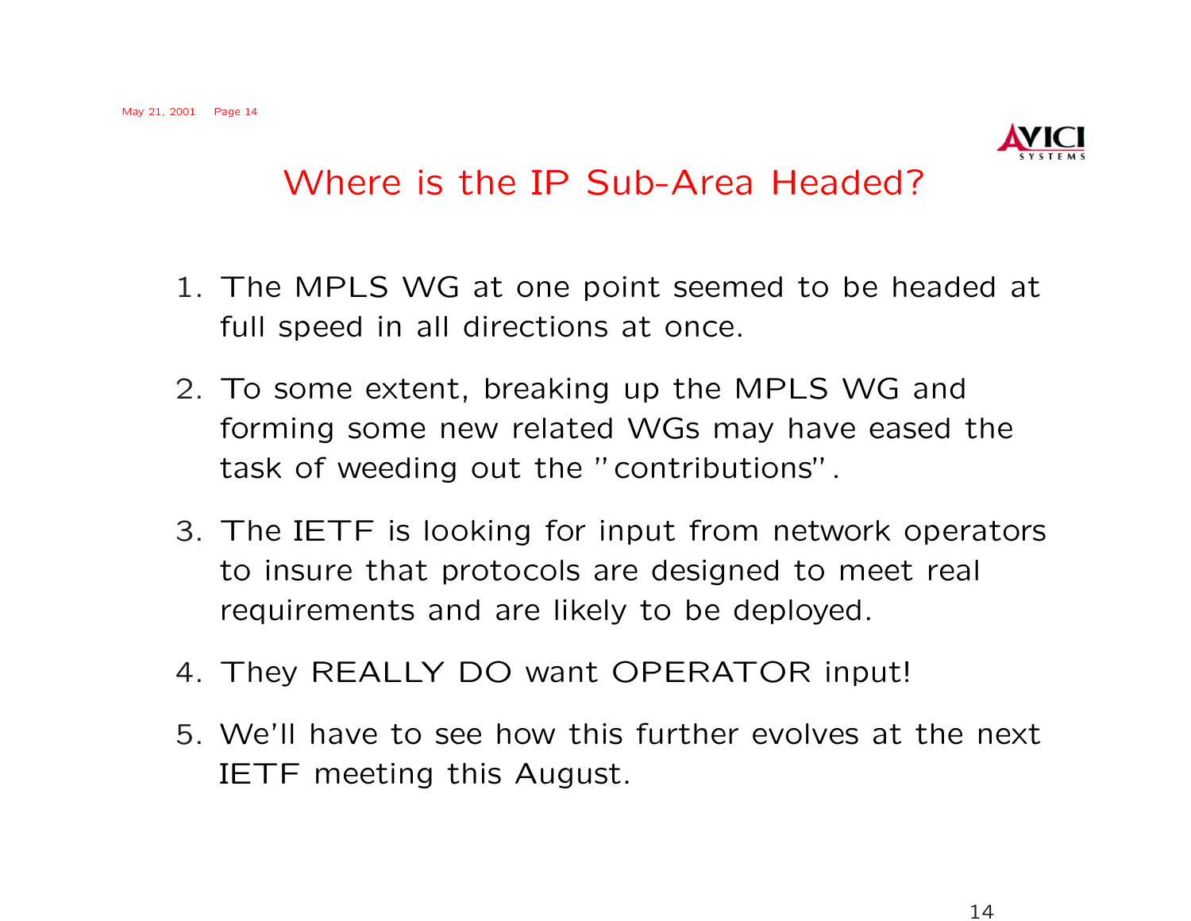# Where is the IP Sub-Area Headed?

1. The MPLS WG at one point seemed to be headed at full speed in all directions at once.
2. To some extent, breaking up the MPLS WG and forming some new related WGs may have eased the task of weeding out the "contributions".
3. The IETF is looking for input from network operators to insure that protocols are designed to meet real requirements and are likely to be deployed.
4. They REALLY DO want OPERATOR input!
5. We'll have to see how this further evolves at the next IETF meeting this August.